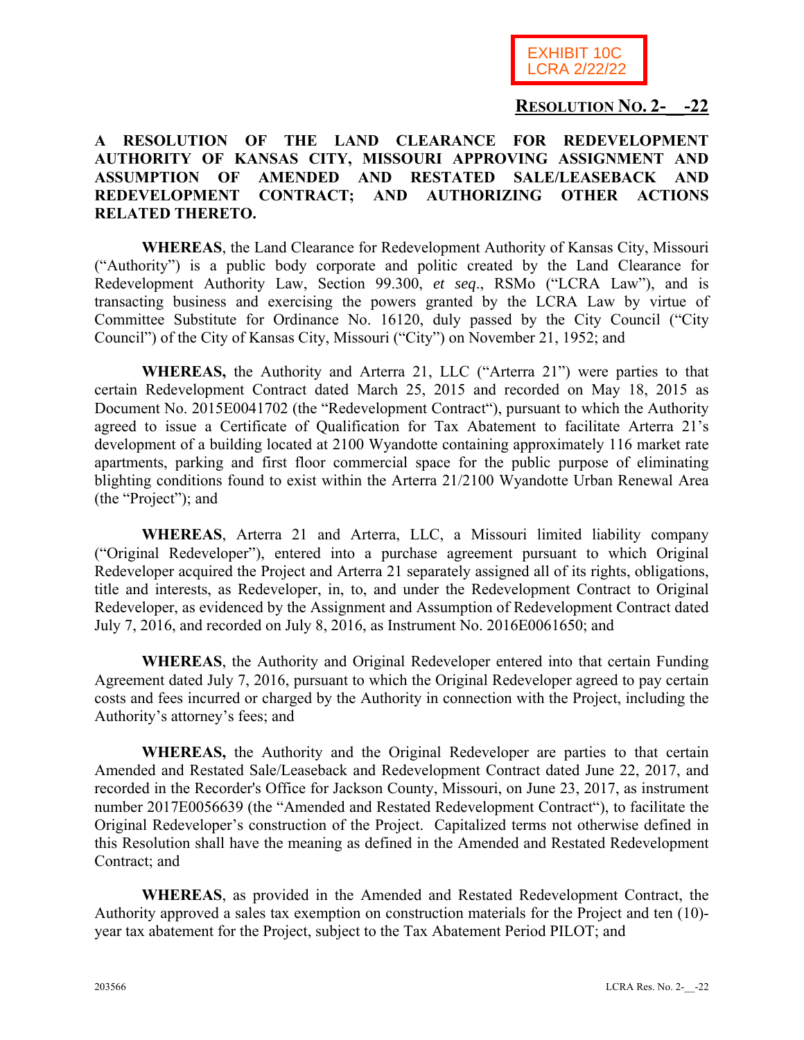EXHIBIT 10C
LCRA 2/22/22

**RESOLUTION NO. 2-__-22**

**A RESOLUTION OF THE LAND CLEARANCE FOR REDEVELOPMENT AUTHORITY OF KANSAS CITY, MISSOURI APPROVING ASSIGNMENT AND ASSUMPTION OF AMENDED AND RESTATED SALE/LEASEBACK AND REDEVELOPMENT CONTRACT; AND AUTHORIZING OTHER ACTIONS RELATED THERETO.**

**WHEREAS**, the Land Clearance for Redevelopment Authority of Kansas City, Missouri ("Authority") is a public body corporate and politic created by the Land Clearance for Redevelopment Authority Law, Section 99.300, *et seq*., RSMo ("LCRA Law"), and is transacting business and exercising the powers granted by the LCRA Law by virtue of Committee Substitute for Ordinance No. 16120, duly passed by the City Council ("City Council") of the City of Kansas City, Missouri ("City") on November 21, 1952; and

**WHEREAS,** the Authority and Arterra 21, LLC ("Arterra 21") were parties to that certain Redevelopment Contract dated March 25, 2015 and recorded on May 18, 2015 as Document No. 2015E0041702 (the "Redevelopment Contract"), pursuant to which the Authority agreed to issue a Certificate of Qualification for Tax Abatement to facilitate Arterra 21's development of a building located at 2100 Wyandotte containing approximately 116 market rate apartments, parking and first floor commercial space for the public purpose of eliminating blighting conditions found to exist within the Arterra 21/2100 Wyandotte Urban Renewal Area (the "Project"); and

**WHEREAS**, Arterra 21 and Arterra, LLC, a Missouri limited liability company ("Original Redeveloper"), entered into a purchase agreement pursuant to which Original Redeveloper acquired the Project and Arterra 21 separately assigned all of its rights, obligations, title and interests, as Redeveloper, in, to, and under the Redevelopment Contract to Original Redeveloper, as evidenced by the Assignment and Assumption of Redevelopment Contract dated July 7, 2016, and recorded on July 8, 2016, as Instrument No. 2016E0061650; and

**WHEREAS**, the Authority and Original Redeveloper entered into that certain Funding Agreement dated July 7, 2016, pursuant to which the Original Redeveloper agreed to pay certain costs and fees incurred or charged by the Authority in connection with the Project, including the Authority's attorney's fees; and

**WHEREAS,** the Authority and the Original Redeveloper are parties to that certain Amended and Restated Sale/Leaseback and Redevelopment Contract dated June 22, 2017, and recorded in the Recorder's Office for Jackson County, Missouri, on June 23, 2017, as instrument number 2017E0056639 (the "Amended and Restated Redevelopment Contract"), to facilitate the Original Redeveloper's construction of the Project. Capitalized terms not otherwise defined in this Resolution shall have the meaning as defined in the Amended and Restated Redevelopment Contract; and

**WHEREAS**, as provided in the Amended and Restated Redevelopment Contract, the Authority approved a sales tax exemption on construction materials for the Project and ten (10)-year tax abatement for the Project, subject to the Tax Abatement Period PILOT; and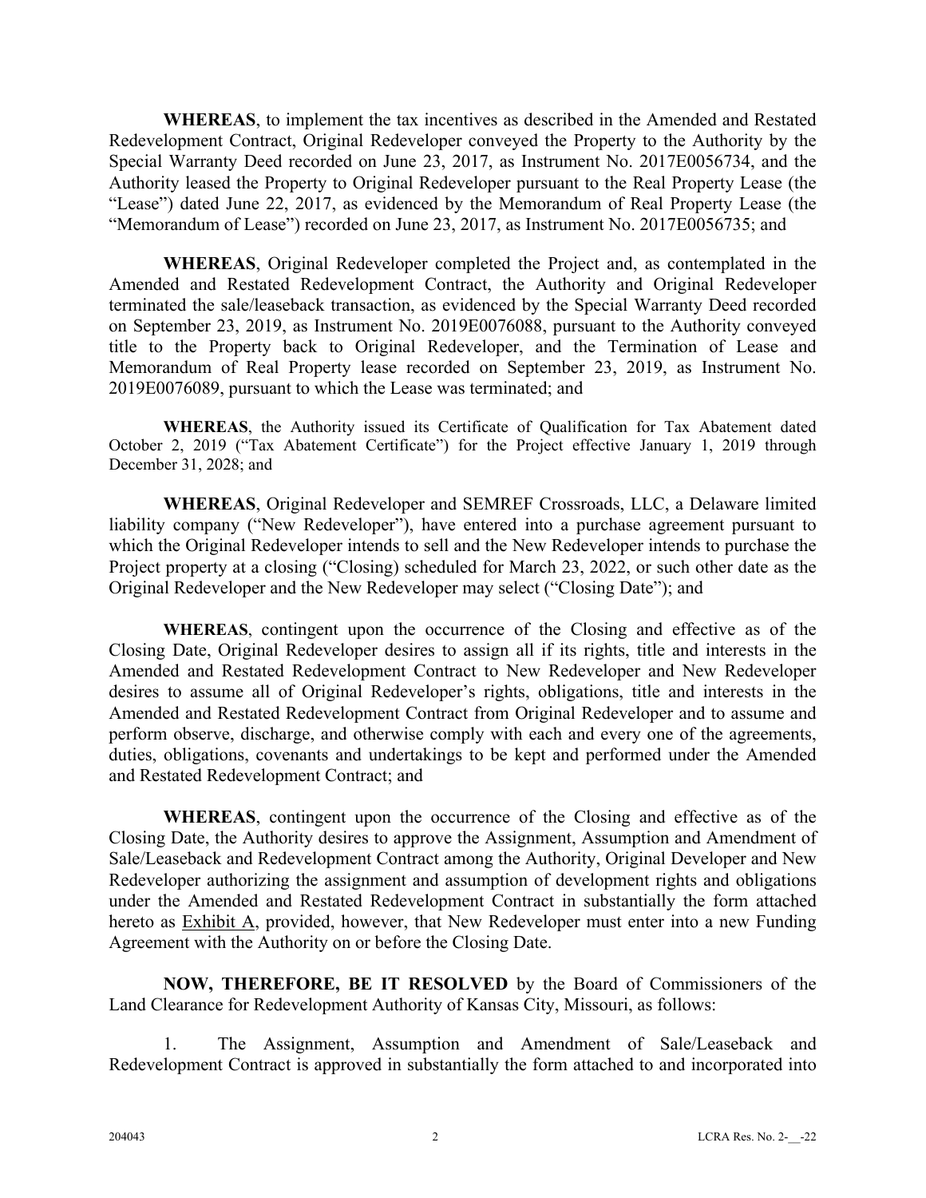**WHEREAS**, to implement the tax incentives as described in the Amended and Restated Redevelopment Contract, Original Redeveloper conveyed the Property to the Authority by the Special Warranty Deed recorded on June 23, 2017, as Instrument No. 2017E0056734, and the Authority leased the Property to Original Redeveloper pursuant to the Real Property Lease (the "Lease") dated June 22, 2017, as evidenced by the Memorandum of Real Property Lease (the "Memorandum of Lease") recorded on June 23, 2017, as Instrument No. 2017E0056735; and

**WHEREAS**, Original Redeveloper completed the Project and, as contemplated in the Amended and Restated Redevelopment Contract, the Authority and Original Redeveloper terminated the sale/leaseback transaction, as evidenced by the Special Warranty Deed recorded on September 23, 2019, as Instrument No. 2019E0076088, pursuant to the Authority conveyed title to the Property back to Original Redeveloper, and the Termination of Lease and Memorandum of Real Property lease recorded on September 23, 2019, as Instrument No. 2019E0076089, pursuant to which the Lease was terminated; and

**WHEREAS**, the Authority issued its Certificate of Qualification for Tax Abatement dated October 2, 2019 ("Tax Abatement Certificate") for the Project effective January 1, 2019 through December 31, 2028; and

**WHEREAS**, Original Redeveloper and SEMREF Crossroads, LLC, a Delaware limited liability company ("New Redeveloper"), have entered into a purchase agreement pursuant to which the Original Redeveloper intends to sell and the New Redeveloper intends to purchase the Project property at a closing ("Closing) scheduled for March 23, 2022, or such other date as the Original Redeveloper and the New Redeveloper may select ("Closing Date"); and

**WHEREAS**, contingent upon the occurrence of the Closing and effective as of the Closing Date, Original Redeveloper desires to assign all if its rights, title and interests in the Amended and Restated Redevelopment Contract to New Redeveloper and New Redeveloper desires to assume all of Original Redeveloper's rights, obligations, title and interests in the Amended and Restated Redevelopment Contract from Original Redeveloper and to assume and perform observe, discharge, and otherwise comply with each and every one of the agreements, duties, obligations, covenants and undertakings to be kept and performed under the Amended and Restated Redevelopment Contract; and

**WHEREAS**, contingent upon the occurrence of the Closing and effective as of the Closing Date, the Authority desires to approve the Assignment, Assumption and Amendment of Sale/Leaseback and Redevelopment Contract among the Authority, Original Developer and New Redeveloper authorizing the assignment and assumption of development rights and obligations under the Amended and Restated Redevelopment Contract in substantially the form attached hereto as Exhibit A, provided, however, that New Redeveloper must enter into a new Funding Agreement with the Authority on or before the Closing Date.

**NOW, THEREFORE, BE IT RESOLVED** by the Board of Commissioners of the Land Clearance for Redevelopment Authority of Kansas City, Missouri, as follows:

1. The Assignment, Assumption and Amendment of Sale/Leaseback and Redevelopment Contract is approved in substantially the form attached to and incorporated into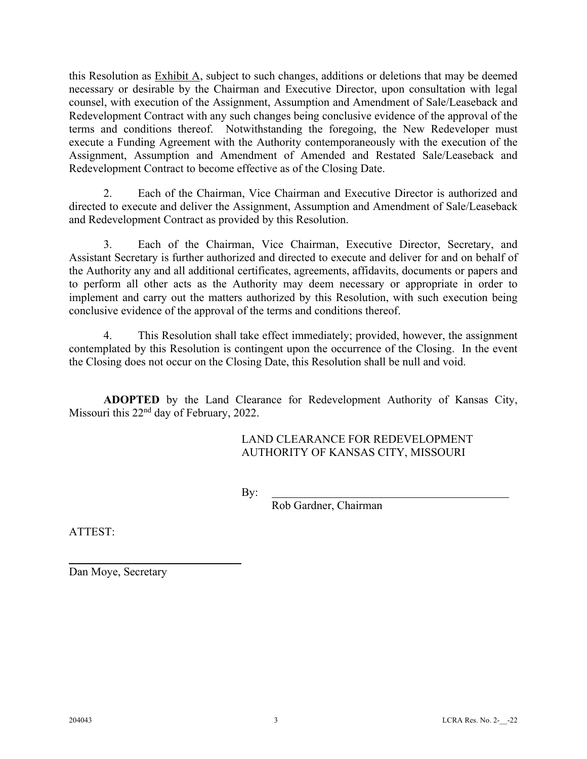this Resolution as Exhibit A, subject to such changes, additions or deletions that may be deemed necessary or desirable by the Chairman and Executive Director, upon consultation with legal counsel, with execution of the Assignment, Assumption and Amendment of Sale/Leaseback and Redevelopment Contract with any such changes being conclusive evidence of the approval of the terms and conditions thereof. Notwithstanding the foregoing, the New Redeveloper must execute a Funding Agreement with the Authority contemporaneously with the execution of the Assignment, Assumption and Amendment of Amended and Restated Sale/Leaseback and Redevelopment Contract to become effective as of the Closing Date.

2. Each of the Chairman, Vice Chairman and Executive Director is authorized and directed to execute and deliver the Assignment, Assumption and Amendment of Sale/Leaseback and Redevelopment Contract as provided by this Resolution.

3. Each of the Chairman, Vice Chairman, Executive Director, Secretary, and Assistant Secretary is further authorized and directed to execute and deliver for and on behalf of the Authority any and all additional certificates, agreements, affidavits, documents or papers and to perform all other acts as the Authority may deem necessary or appropriate in order to implement and carry out the matters authorized by this Resolution, with such execution being conclusive evidence of the approval of the terms and conditions thereof.

4. This Resolution shall take effect immediately; provided, however, the assignment contemplated by this Resolution is contingent upon the occurrence of the Closing. In the event the Closing does not occur on the Closing Date, this Resolution shall be null and void.

**ADOPTED** by the Land Clearance for Redevelopment Authority of Kansas City, Missouri this 22nd day of February, 2022.

LAND CLEARANCE FOR REDEVELOPMENT AUTHORITY OF KANSAS CITY, MISSOURI

By: \_\_\_\_\_\_\_\_\_\_\_\_\_\_\_\_\_\_\_\_\_\_\_\_\_\_\_\_\_\_\_\_\_\_\_\_\_\_\_\_
Rob Gardner, Chairman

ATTEST:

\_\_\_\_\_\_\_\_\_\_\_\_\_\_\_\_\_\_\_\_\_\_\_\_\_\_\_\_\_\_\_\_
Dan Moye, Secretary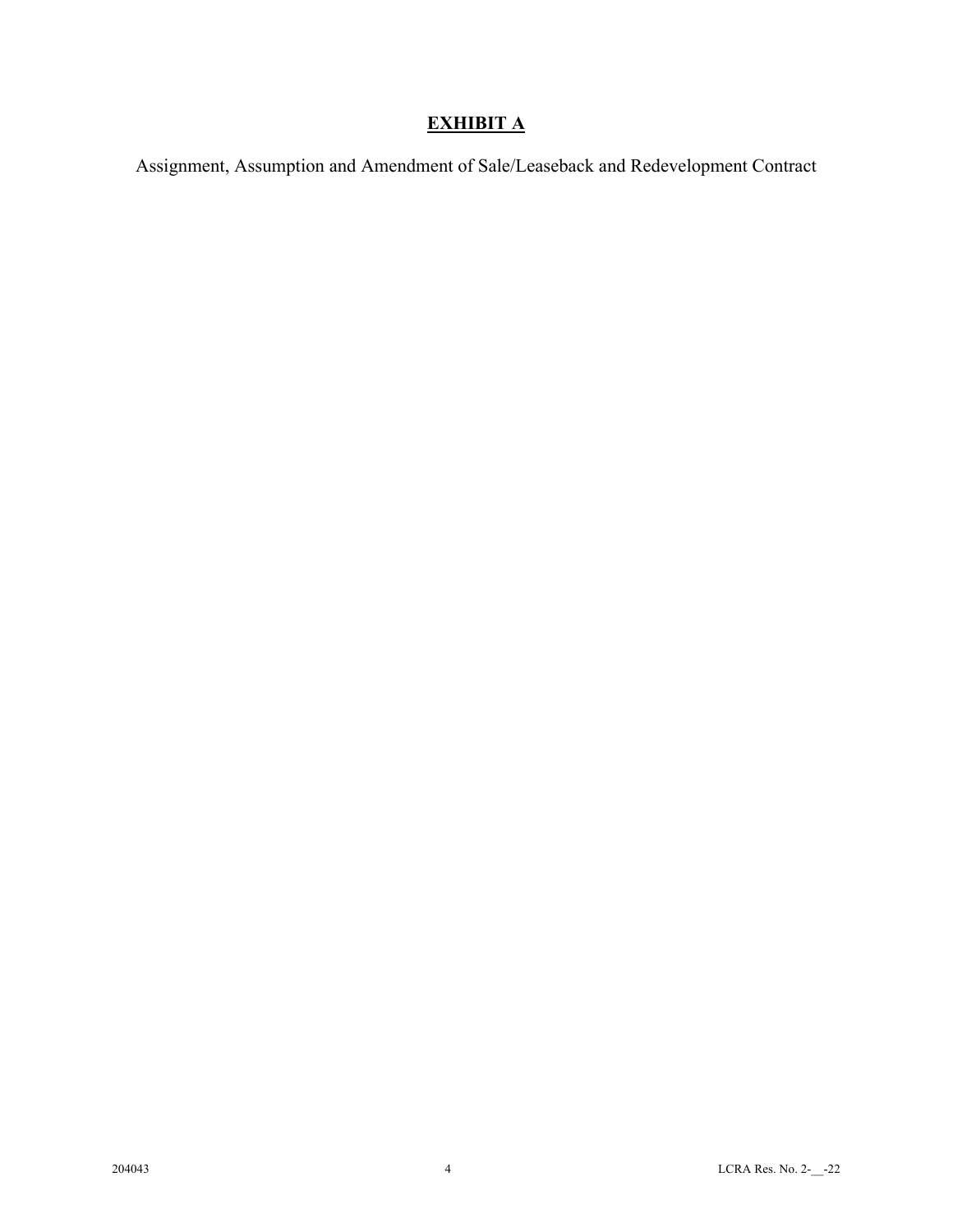# **EXHIBIT A**

Assignment, Assumption and Amendment of Sale/Leaseback and Redevelopment Contract